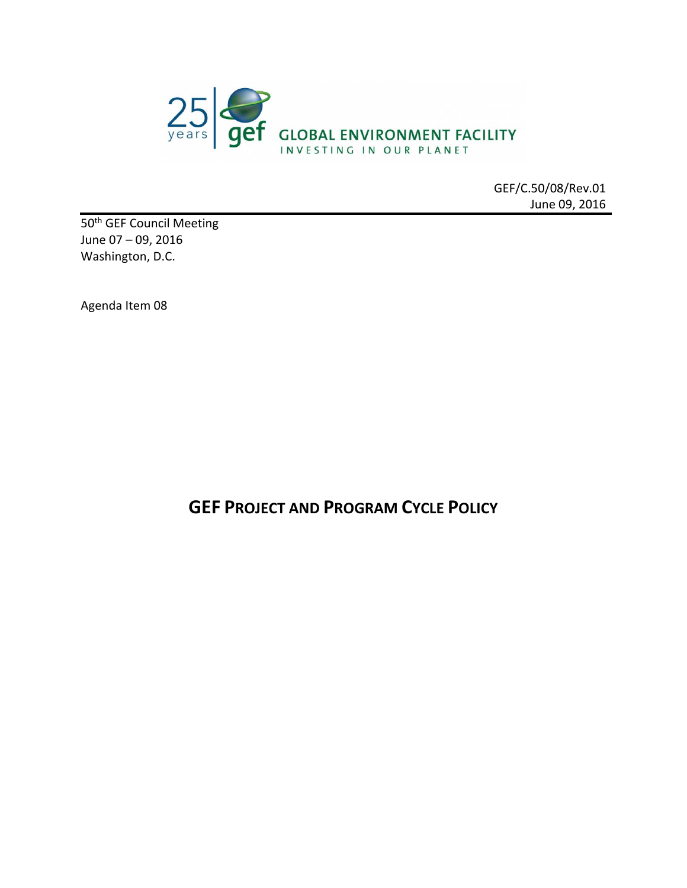25 years gef GLOBAL ENVIRONMENT FACILITY
INVESTING IN OUR PLANET

GEF/C.50/08/Rev.01
June 09, 2016

50th GEF Council Meeting
June 07 – 09, 2016
Washington, D.C.

Agenda Item 08

# GEF PROJECT AND PROGRAM CYCLE POLICY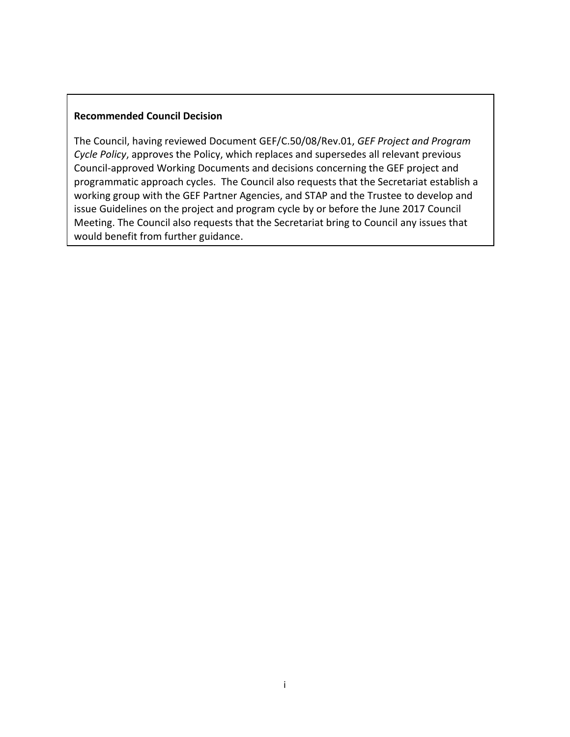**Recommended Council Decision**

The Council, having reviewed Document GEF/C.50/08/Rev.01, *GEF Project and Program Cycle Policy*, approves the Policy, which replaces and supersedes all relevant previous Council-approved Working Documents and decisions concerning the GEF project and programmatic approach cycles. The Council also requests that the Secretariat establish a working group with the GEF Partner Agencies, and STAP and the Trustee to develop and issue Guidelines on the project and program cycle by or before the June 2017 Council Meeting. The Council also requests that the Secretariat bring to Council any issues that would benefit from further guidance.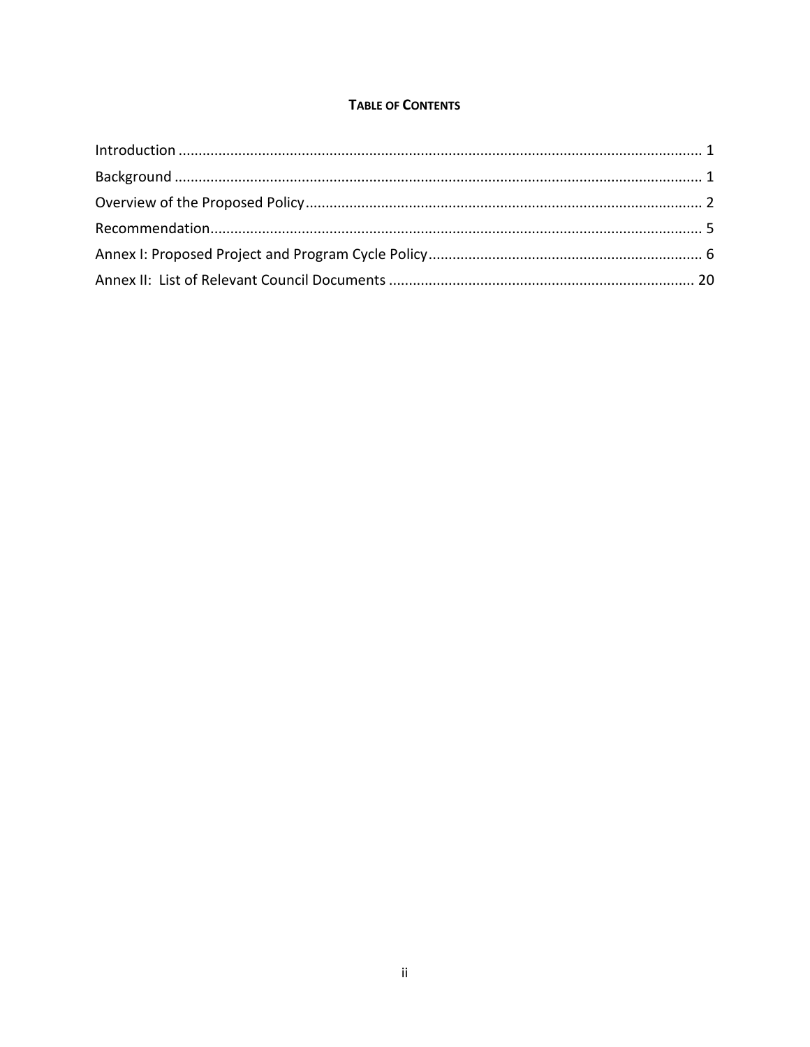## TABLE OF CONTENTS

Introduction .................................................................................................................................. 1
Background .................................................................................................................................. 1
Overview of the Proposed Policy .................................................................................................. 2
Recommendation .......................................................................................................................... 5
Annex I: Proposed Project and Program Cycle Policy .................................................................... 6
Annex II: List of Relevant Council Documents ............................................................................ 20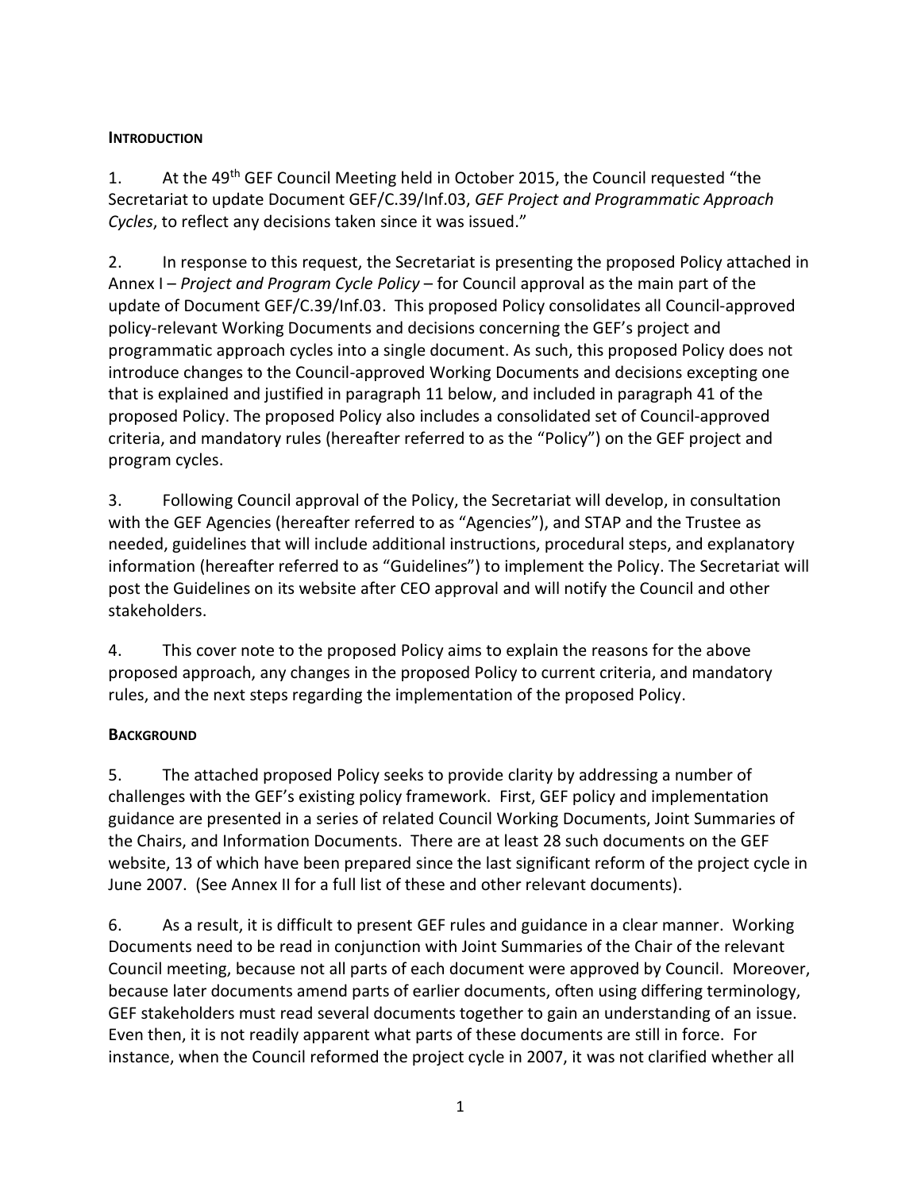## INTRODUCTION

1. At the 49th GEF Council Meeting held in October 2015, the Council requested "the Secretariat to update Document GEF/C.39/Inf.03, *GEF Project and Programmatic Approach Cycles*, to reflect any decisions taken since it was issued."

2. In response to this request, the Secretariat is presenting the proposed Policy attached in Annex I – *Project and Program Cycle Policy* – for Council approval as the main part of the update of Document GEF/C.39/Inf.03. This proposed Policy consolidates all Council-approved policy-relevant Working Documents and decisions concerning the GEF's project and programmatic approach cycles into a single document. As such, this proposed Policy does not introduce changes to the Council-approved Working Documents and decisions excepting one that is explained and justified in paragraph 11 below, and included in paragraph 41 of the proposed Policy. The proposed Policy also includes a consolidated set of Council-approved criteria, and mandatory rules (hereafter referred to as the "Policy") on the GEF project and program cycles.

3. Following Council approval of the Policy, the Secretariat will develop, in consultation with the GEF Agencies (hereafter referred to as "Agencies"), and STAP and the Trustee as needed, guidelines that will include additional instructions, procedural steps, and explanatory information (hereafter referred to as "Guidelines") to implement the Policy. The Secretariat will post the Guidelines on its website after CEO approval and will notify the Council and other stakeholders.

4. This cover note to the proposed Policy aims to explain the reasons for the above proposed approach, any changes in the proposed Policy to current criteria, and mandatory rules, and the next steps regarding the implementation of the proposed Policy.

## BACKGROUND

5. The attached proposed Policy seeks to provide clarity by addressing a number of challenges with the GEF's existing policy framework. First, GEF policy and implementation guidance are presented in a series of related Council Working Documents, Joint Summaries of the Chairs, and Information Documents. There are at least 28 such documents on the GEF website, 13 of which have been prepared since the last significant reform of the project cycle in June 2007. (See Annex II for a full list of these and other relevant documents).

6. As a result, it is difficult to present GEF rules and guidance in a clear manner. Working Documents need to be read in conjunction with Joint Summaries of the Chair of the relevant Council meeting, because not all parts of each document were approved by Council. Moreover, because later documents amend parts of earlier documents, often using differing terminology, GEF stakeholders must read several documents together to gain an understanding of an issue. Even then, it is not readily apparent what parts of these documents are still in force. For instance, when the Council reformed the project cycle in 2007, it was not clarified whether all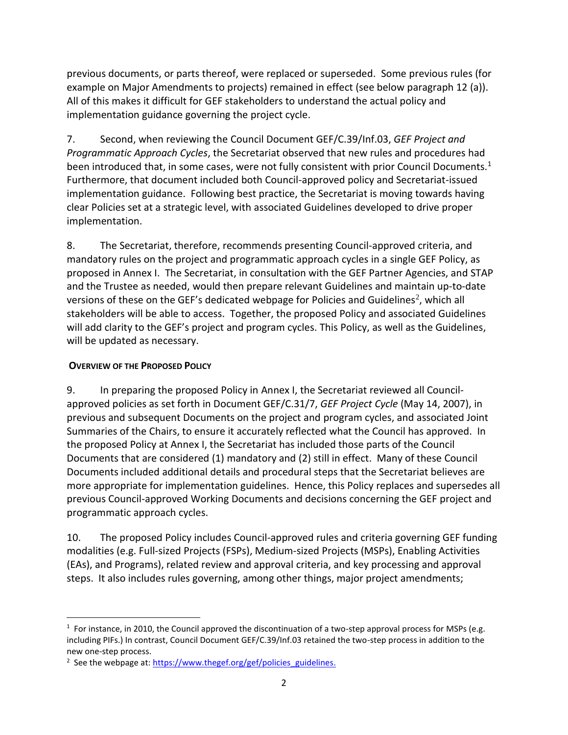previous documents, or parts thereof, were replaced or superseded. Some previous rules (for example on Major Amendments to projects) remained in effect (see below paragraph 12 (a)). All of this makes it difficult for GEF stakeholders to understand the actual policy and implementation guidance governing the project cycle.

7. Second, when reviewing the Council Document GEF/C.39/Inf.03, *GEF Project and Programmatic Approach Cycles*, the Secretariat observed that new rules and procedures had been introduced that, in some cases, were not fully consistent with prior Council Documents.[1] Furthermore, that document included both Council-approved policy and Secretariat-issued implementation guidance. Following best practice, the Secretariat is moving towards having clear Policies set at a strategic level, with associated Guidelines developed to drive proper implementation.

8. The Secretariat, therefore, recommends presenting Council-approved criteria, and mandatory rules on the project and programmatic approach cycles in a single GEF Policy, as proposed in Annex I. The Secretariat, in consultation with the GEF Partner Agencies, and STAP and the Trustee as needed, would then prepare relevant Guidelines and maintain up-to-date versions of these on the GEF's dedicated webpage for Policies and Guidelines[2], which all stakeholders will be able to access. Together, the proposed Policy and associated Guidelines will add clarity to the GEF's project and program cycles. This Policy, as well as the Guidelines, will be updated as necessary.

**OVERVIEW OF THE PROPOSED POLICY**

9. In preparing the proposed Policy in Annex I, the Secretariat reviewed all Council-approved policies as set forth in Document GEF/C.31/7, *GEF Project Cycle* (May 14, 2007), in previous and subsequent Documents on the project and program cycles, and associated Joint Summaries of the Chairs, to ensure it accurately reflected what the Council has approved. In the proposed Policy at Annex I, the Secretariat has included those parts of the Council Documents that are considered (1) mandatory and (2) still in effect. Many of these Council Documents included additional details and procedural steps that the Secretariat believes are more appropriate for implementation guidelines. Hence, this Policy replaces and supersedes all previous Council-approved Working Documents and decisions concerning the GEF project and programmatic approach cycles.

10. The proposed Policy includes Council-approved rules and criteria governing GEF funding modalities (e.g. Full-sized Projects (FSPs), Medium-sized Projects (MSPs), Enabling Activities (EAs), and Programs), related review and approval criteria, and key processing and approval steps. It also includes rules governing, among other things, major project amendments;

[1] For instance, in 2010, the Council approved the discontinuation of a two-step approval process for MSPs (e.g. including PIFs.) In contrast, Council Document GEF/C.39/Inf.03 retained the two-step process in addition to the new one-step process.

[2] See the webpage at: https://www.thegef.org/gef/policies_guidelines.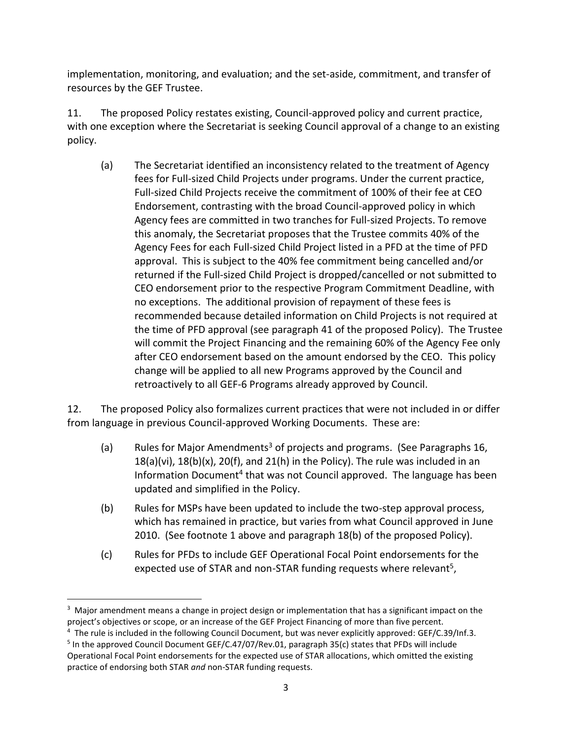implementation, monitoring, and evaluation; and the set-aside, commitment, and transfer of resources by the GEF Trustee.

11. The proposed Policy restates existing, Council-approved policy and current practice, with one exception where the Secretariat is seeking Council approval of a change to an existing policy.

(a) The Secretariat identified an inconsistency related to the treatment of Agency fees for Full-sized Child Projects under programs. Under the current practice, Full-sized Child Projects receive the commitment of 100% of their fee at CEO Endorsement, contrasting with the broad Council-approved policy in which Agency fees are committed in two tranches for Full-sized Projects. To remove this anomaly, the Secretariat proposes that the Trustee commits 40% of the Agency Fees for each Full-sized Child Project listed in a PFD at the time of PFD approval. This is subject to the 40% fee commitment being cancelled and/or returned if the Full-sized Child Project is dropped/cancelled or not submitted to CEO endorsement prior to the respective Program Commitment Deadline, with no exceptions. The additional provision of repayment of these fees is recommended because detailed information on Child Projects is not required at the time of PFD approval (see paragraph 41 of the proposed Policy). The Trustee will commit the Project Financing and the remaining 60% of the Agency Fee only after CEO endorsement based on the amount endorsed by the CEO. This policy change will be applied to all new Programs approved by the Council and retroactively to all GEF-6 Programs already approved by Council.

12. The proposed Policy also formalizes current practices that were not included in or differ from language in previous Council-approved Working Documents. These are:

(a) Rules for Major Amendments[3] of projects and programs. (See Paragraphs 16, 18(a)(vi), 18(b)(x), 20(f), and 21(h) in the Policy). The rule was included in an Information Document[4] that was not Council approved. The language has been updated and simplified in the Policy.

(b) Rules for MSPs have been updated to include the two-step approval process, which has remained in practice, but varies from what Council approved in June 2010. (See footnote 1 above and paragraph 18(b) of the proposed Policy).

(c) Rules for PFDs to include GEF Operational Focal Point endorsements for the expected use of STAR and non-STAR funding requests where relevant[5],

---

[3] Major amendment means a change in project design or implementation that has a significant impact on the project's objectives or scope, or an increase of the GEF Project Financing of more than five percent.

[4] The rule is included in the following Council Document, but was never explicitly approved: GEF/C.39/Inf.3.

[5] In the approved Council Document GEF/C.47/07/Rev.01, paragraph 35(c) states that PFDs will include Operational Focal Point endorsements for the expected use of STAR allocations, which omitted the existing practice of endorsing both STAR *and* non-STAR funding requests.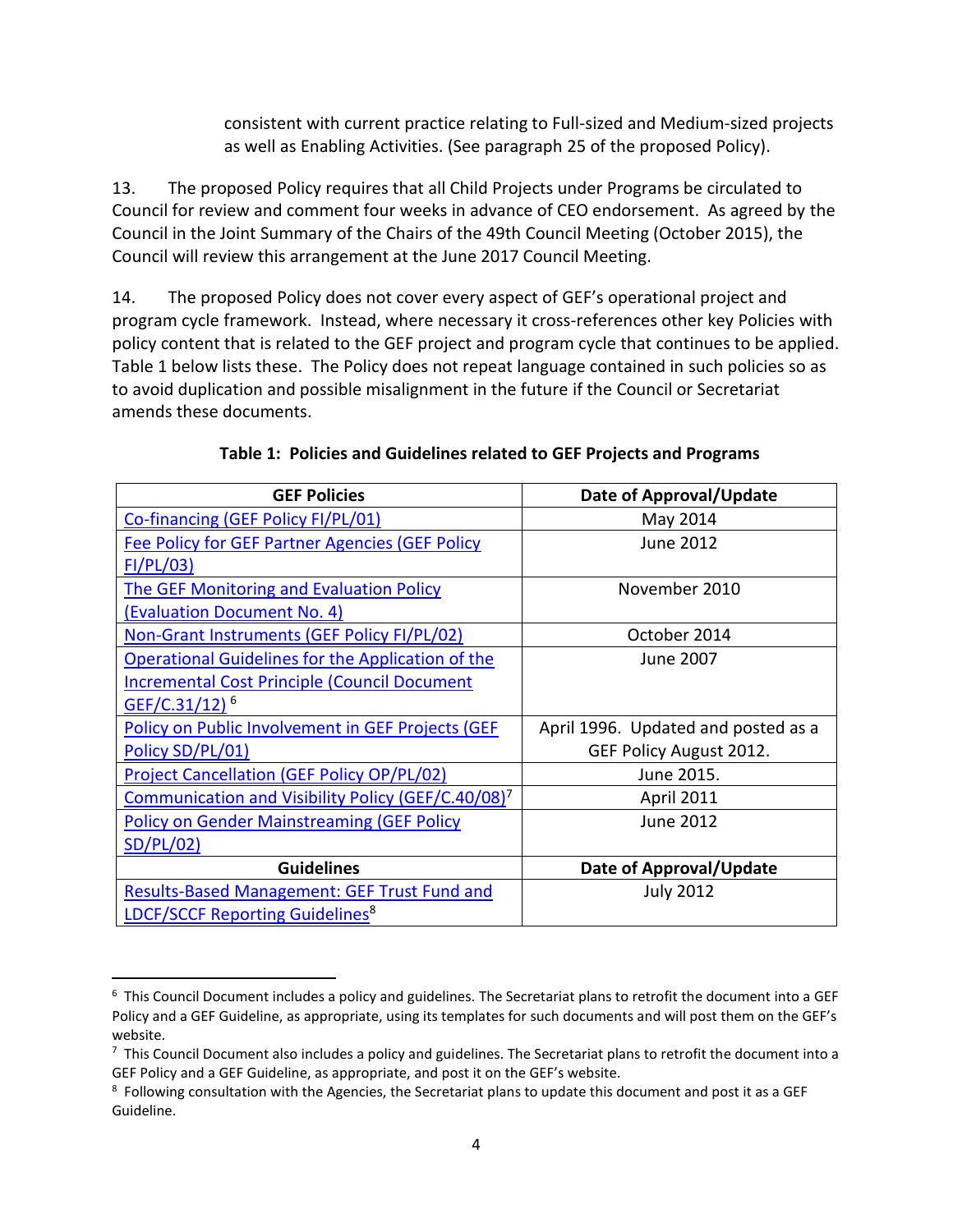consistent with current practice relating to Full-sized and Medium-sized projects as well as Enabling Activities. (See paragraph 25 of the proposed Policy).

13. The proposed Policy requires that all Child Projects under Programs be circulated to Council for review and comment four weeks in advance of CEO endorsement. As agreed by the Council in the Joint Summary of the Chairs of the 49th Council Meeting (October 2015), the Council will review this arrangement at the June 2017 Council Meeting.

14. The proposed Policy does not cover every aspect of GEF's operational project and program cycle framework. Instead, where necessary it cross-references other key Policies with policy content that is related to the GEF project and program cycle that continues to be applied. Table 1 below lists these. The Policy does not repeat language contained in such policies so as to avoid duplication and possible misalignment in the future if the Council or Secretariat amends these documents.

**Table 1: Policies and Guidelines related to GEF Projects and Programs**

| GEF Policies | Date of Approval/Update |
|---|---|
| Co-financing (GEF Policy FI/PL/01) | May 2014 |
| Fee Policy for GEF Partner Agencies (GEF Policy FI/PL/03) | June 2012 |
| The GEF Monitoring and Evaluation Policy (Evaluation Document No. 4) | November 2010 |
| Non-Grant Instruments (GEF Policy FI/PL/02) | October 2014 |
| Operational Guidelines for the Application of the Incremental Cost Principle (Council Document GEF/C.31/12) [6] | June 2007 |
| Policy on Public Involvement in GEF Projects (GEF Policy SD/PL/01) | April 1996. Updated and posted as a GEF Policy August 2012. |
| Project Cancellation (GEF Policy OP/PL/02) | June 2015. |
| Communication and Visibility Policy (GEF/C.40/08)[7] | April 2011 |
| Policy on Gender Mainstreaming (GEF Policy SD/PL/02) | June 2012 |
| **Guidelines** | **Date of Approval/Update** |
| Results-Based Management: GEF Trust Fund and LDCF/SCCF Reporting Guidelines[8] | July 2012 |

[6] This Council Document includes a policy and guidelines. The Secretariat plans to retrofit the document into a GEF Policy and a GEF Guideline, as appropriate, using its templates for such documents and will post them on the GEF's website.

[7] This Council Document also includes a policy and guidelines. The Secretariat plans to retrofit the document into a GEF Policy and a GEF Guideline, as appropriate, and post it on the GEF's website.

[8] Following consultation with the Agencies, the Secretariat plans to update this document and post it as a GEF Guideline.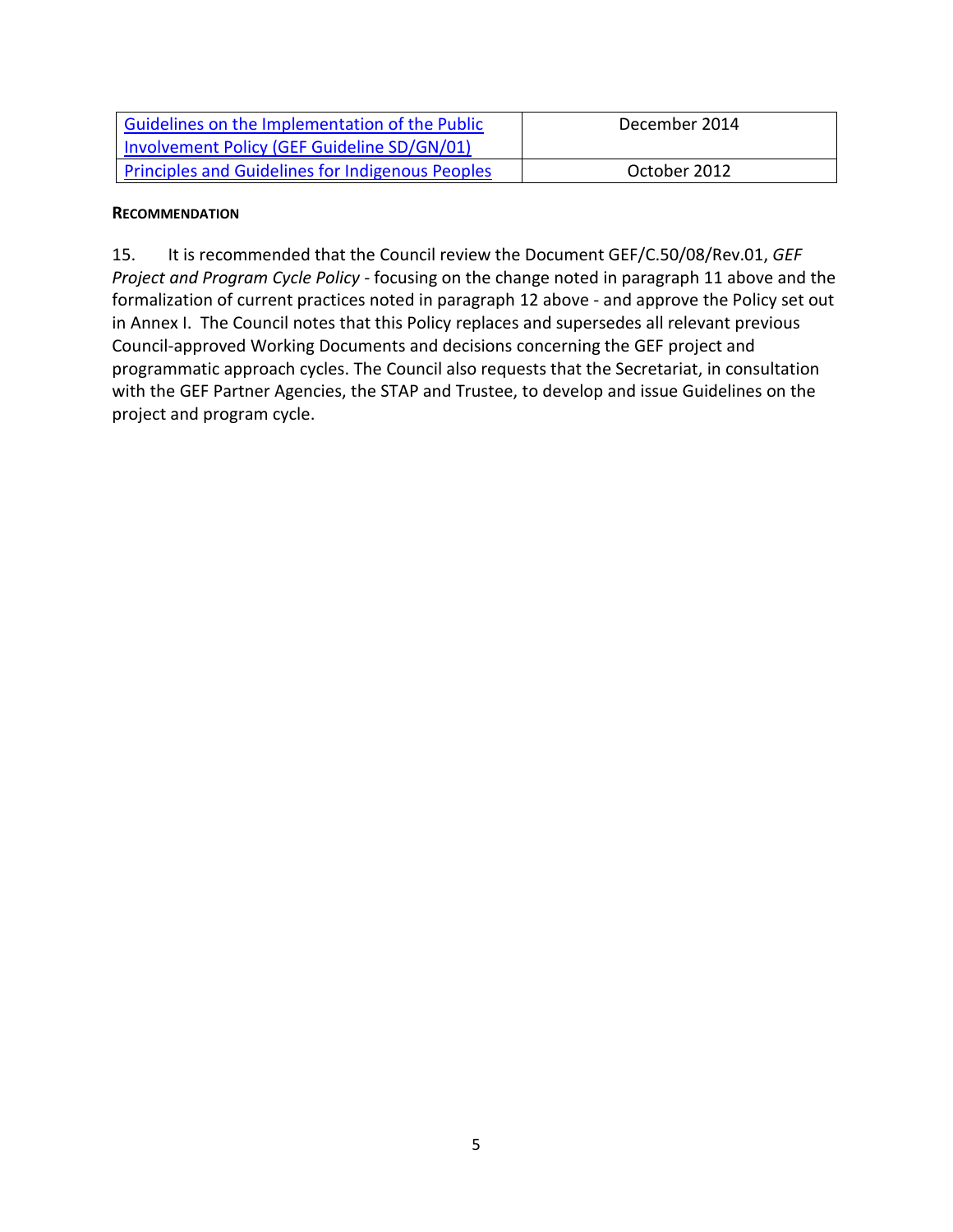| [Guidelines on the Implementation of the Public Involvement Policy (GEF Guideline SD/GN/01)]() | December 2014 |
| --- | --- |
| [Principles and Guidelines for Indigenous Peoples]() | October 2012 |

**RECOMMENDATION**

15. It is recommended that the Council review the Document GEF/C.50/08/Rev.01, *GEF Project and Program Cycle Policy* - focusing on the change noted in paragraph 11 above and the formalization of current practices noted in paragraph 12 above - and approve the Policy set out in Annex I. The Council notes that this Policy replaces and supersedes all relevant previous Council-approved Working Documents and decisions concerning the GEF project and programmatic approach cycles. The Council also requests that the Secretariat, in consultation with the GEF Partner Agencies, the STAP and Trustee, to develop and issue Guidelines on the project and program cycle.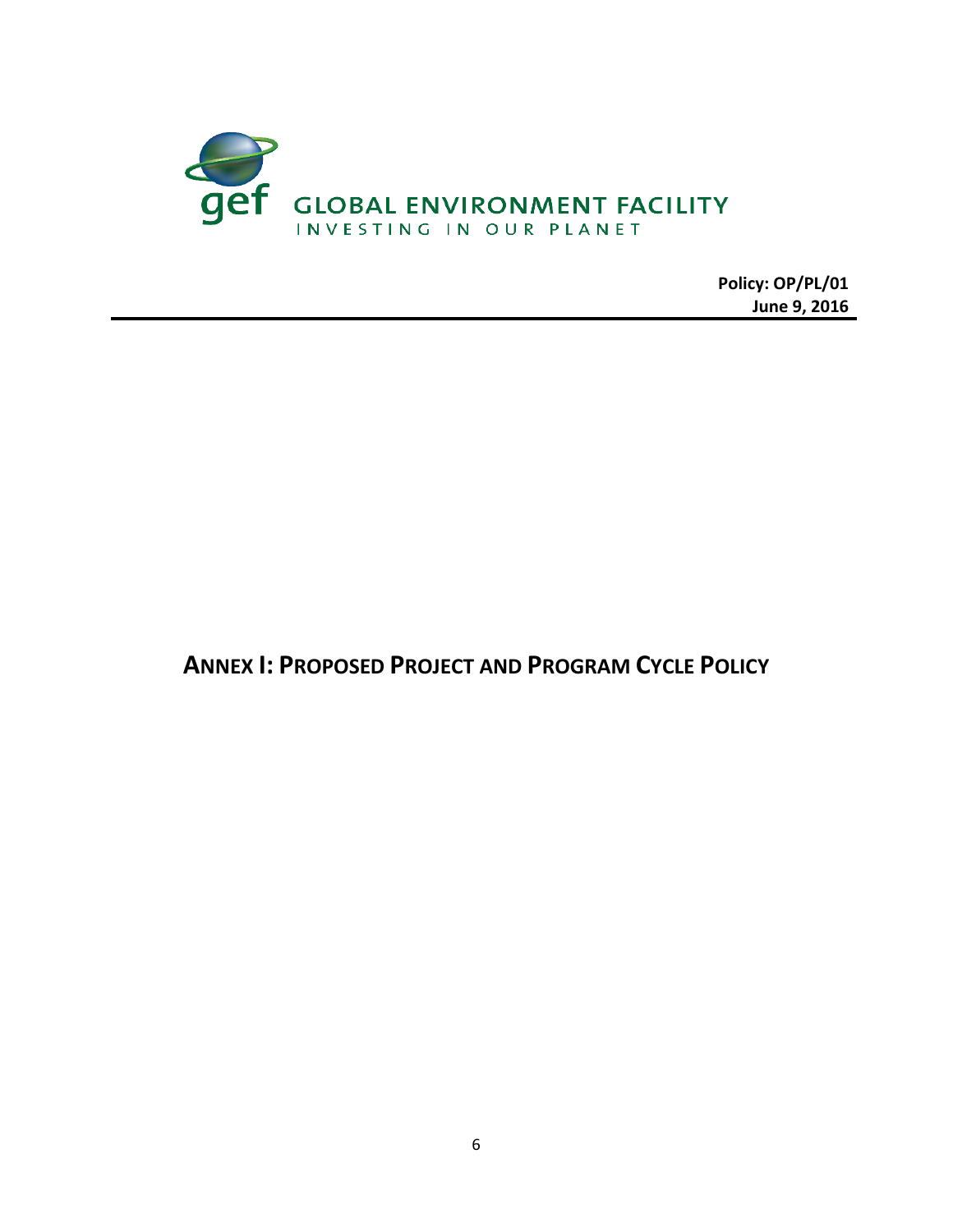GLOBAL ENVIRONMENT FACILITY
INVESTING IN OUR PLANET

**Policy: OP/PL/01**
**June 9, 2016**

# ANNEX I: PROPOSED PROJECT AND PROGRAM CYCLE POLICY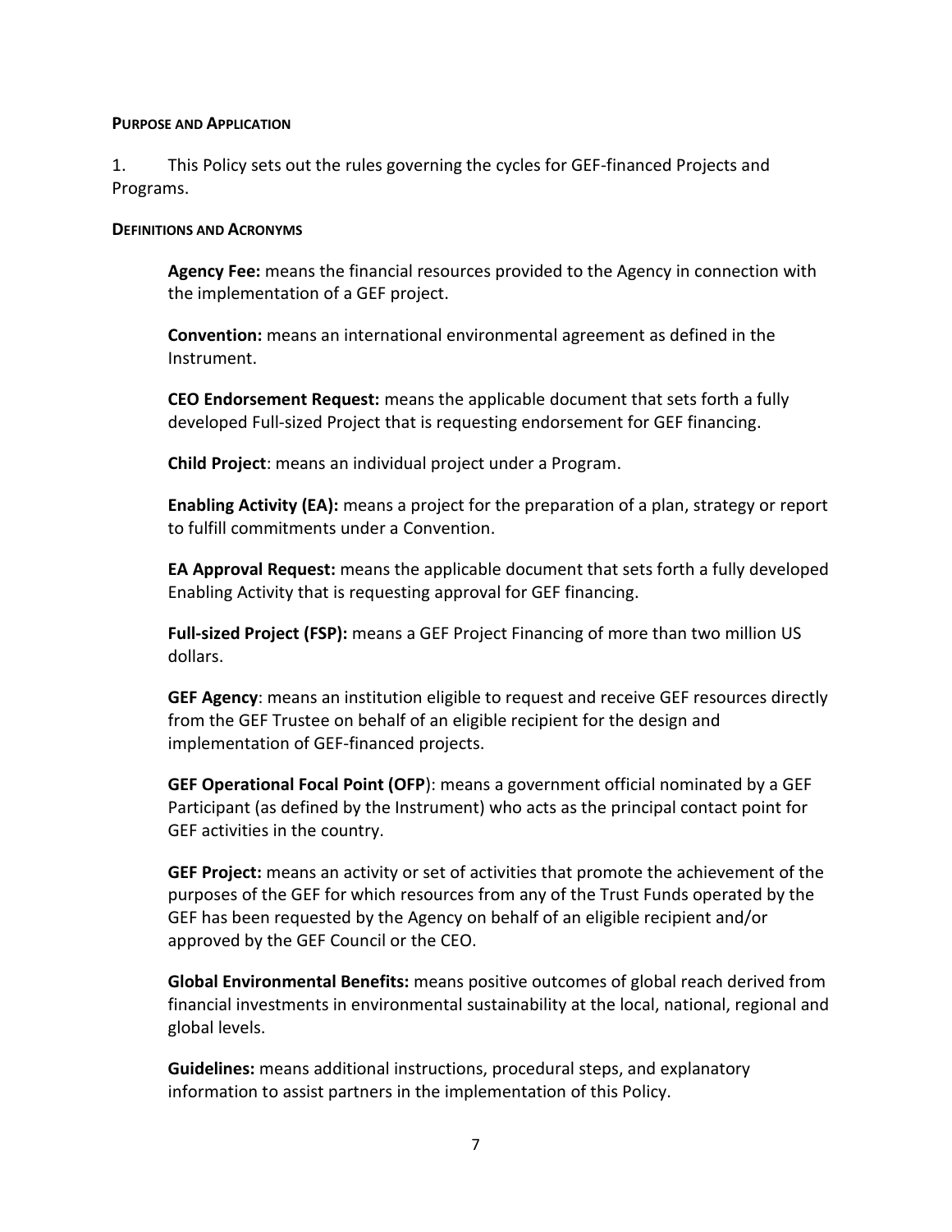## Purpose and Application

1. This Policy sets out the rules governing the cycles for GEF-financed Projects and Programs.

## Definitions and Acronyms

**Agency Fee:** means the financial resources provided to the Agency in connection with the implementation of a GEF project.

**Convention:** means an international environmental agreement as defined in the Instrument.

**CEO Endorsement Request:** means the applicable document that sets forth a fully developed Full-sized Project that is requesting endorsement for GEF financing.

**Child Project**: means an individual project under a Program.

**Enabling Activity (EA):** means a project for the preparation of a plan, strategy or report to fulfill commitments under a Convention.

**EA Approval Request:** means the applicable document that sets forth a fully developed Enabling Activity that is requesting approval for GEF financing.

**Full-sized Project (FSP):** means a GEF Project Financing of more than two million US dollars.

**GEF Agency**: means an institution eligible to request and receive GEF resources directly from the GEF Trustee on behalf of an eligible recipient for the design and implementation of GEF-financed projects.

**GEF Operational Focal Point (OFP**): means a government official nominated by a GEF Participant (as defined by the Instrument) who acts as the principal contact point for GEF activities in the country.

**GEF Project:** means an activity or set of activities that promote the achievement of the purposes of the GEF for which resources from any of the Trust Funds operated by the GEF has been requested by the Agency on behalf of an eligible recipient and/or approved by the GEF Council or the CEO.

**Global Environmental Benefits:** means positive outcomes of global reach derived from financial investments in environmental sustainability at the local, national, regional and global levels.

**Guidelines:** means additional instructions, procedural steps, and explanatory information to assist partners in the implementation of this Policy.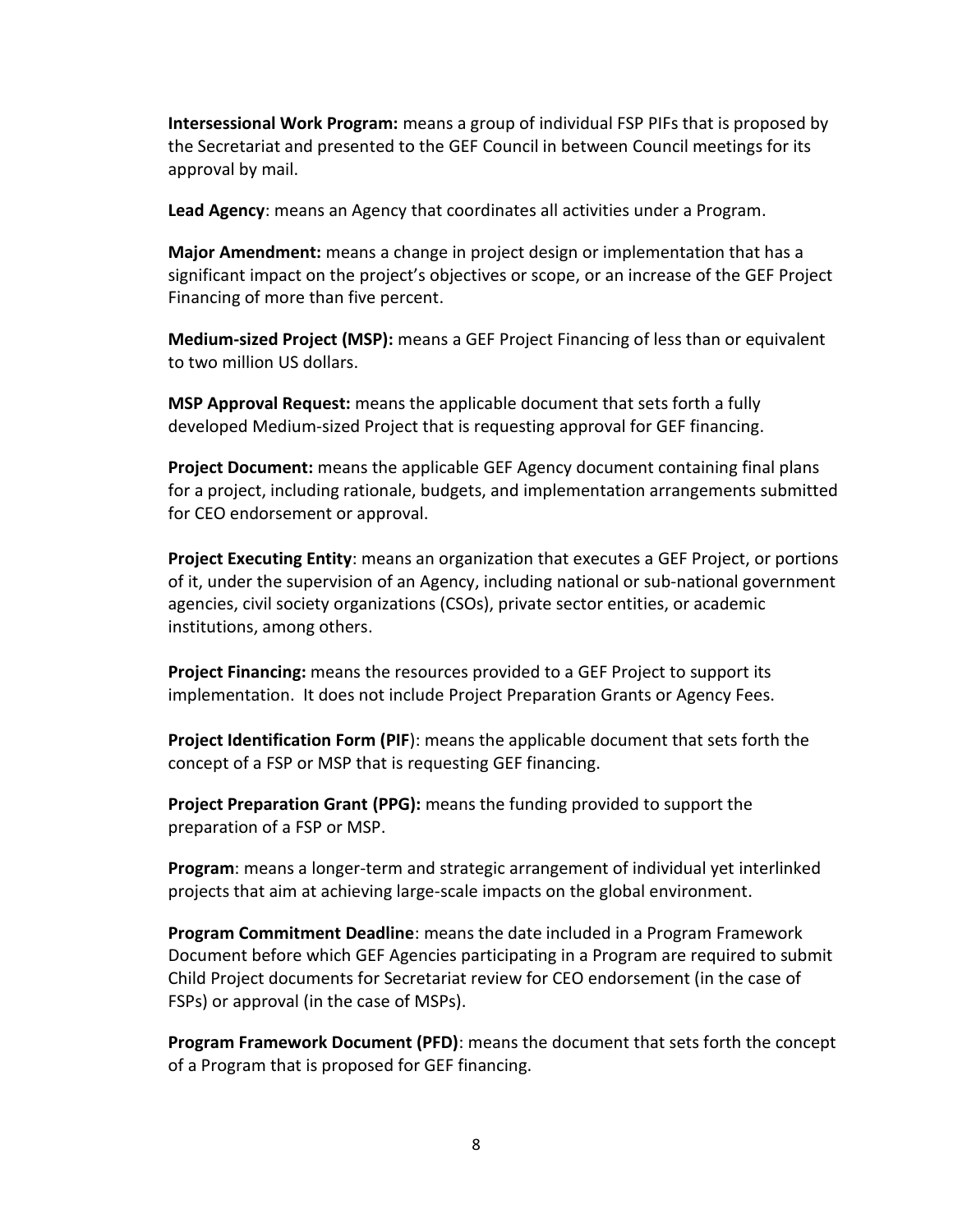**Intersessional Work Program:** means a group of individual FSP PIFs that is proposed by the Secretariat and presented to the GEF Council in between Council meetings for its approval by mail.

**Lead Agency**: means an Agency that coordinates all activities under a Program.

**Major Amendment:** means a change in project design or implementation that has a significant impact on the project's objectives or scope, or an increase of the GEF Project Financing of more than five percent.

**Medium-sized Project (MSP):** means a GEF Project Financing of less than or equivalent to two million US dollars.

**MSP Approval Request:** means the applicable document that sets forth a fully developed Medium-sized Project that is requesting approval for GEF financing.

**Project Document:** means the applicable GEF Agency document containing final plans for a project, including rationale, budgets, and implementation arrangements submitted for CEO endorsement or approval.

**Project Executing Entity**: means an organization that executes a GEF Project, or portions of it, under the supervision of an Agency, including national or sub-national government agencies, civil society organizations (CSOs), private sector entities, or academic institutions, among others.

**Project Financing:** means the resources provided to a GEF Project to support its implementation. It does not include Project Preparation Grants or Agency Fees.

**Project Identification Form (PIF**): means the applicable document that sets forth the concept of a FSP or MSP that is requesting GEF financing.

**Project Preparation Grant (PPG):** means the funding provided to support the preparation of a FSP or MSP.

**Program**: means a longer-term and strategic arrangement of individual yet interlinked projects that aim at achieving large-scale impacts on the global environment.

**Program Commitment Deadline**: means the date included in a Program Framework Document before which GEF Agencies participating in a Program are required to submit Child Project documents for Secretariat review for CEO endorsement (in the case of FSPs) or approval (in the case of MSPs).

**Program Framework Document (PFD)**: means the document that sets forth the concept of a Program that is proposed for GEF financing.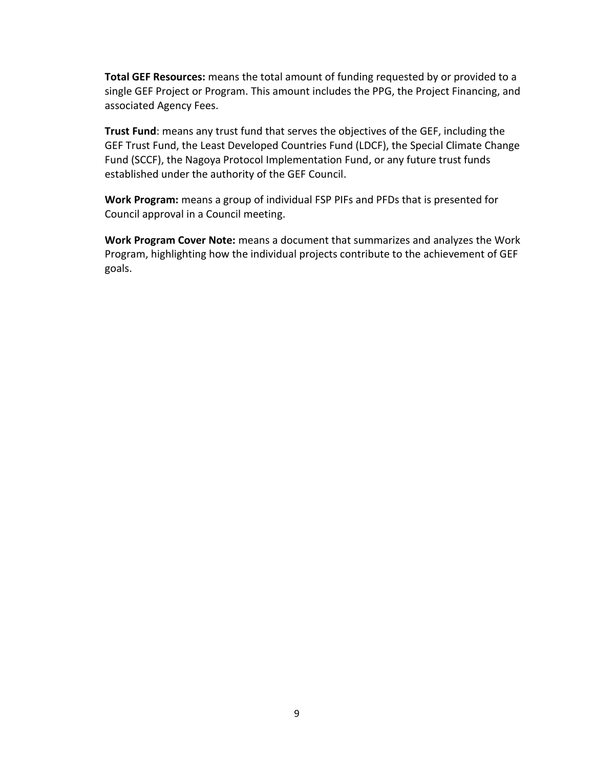**Total GEF Resources:** means the total amount of funding requested by or provided to a single GEF Project or Program. This amount includes the PPG, the Project Financing, and associated Agency Fees.

**Trust Fund**: means any trust fund that serves the objectives of the GEF, including the GEF Trust Fund, the Least Developed Countries Fund (LDCF), the Special Climate Change Fund (SCCF), the Nagoya Protocol Implementation Fund, or any future trust funds established under the authority of the GEF Council.

**Work Program:** means a group of individual FSP PIFs and PFDs that is presented for Council approval in a Council meeting.

**Work Program Cover Note:** means a document that summarizes and analyzes the Work Program, highlighting how the individual projects contribute to the achievement of GEF goals.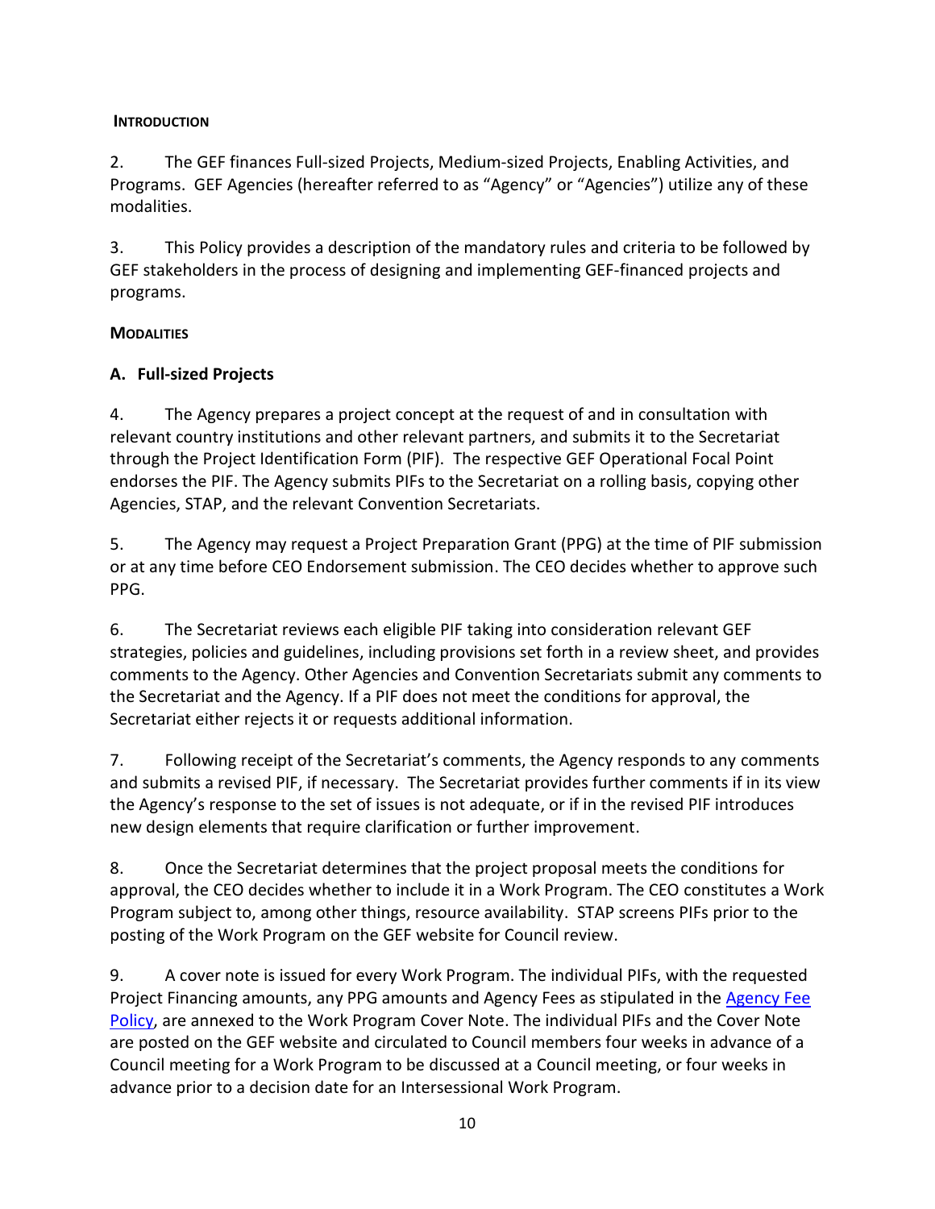## INTRODUCTION

2. The GEF finances Full-sized Projects, Medium-sized Projects, Enabling Activities, and Programs. GEF Agencies (hereafter referred to as "Agency" or "Agencies") utilize any of these modalities.

3. This Policy provides a description of the mandatory rules and criteria to be followed by GEF stakeholders in the process of designing and implementing GEF-financed projects and programs.

## MODALITIES

### A. Full-sized Projects

4. The Agency prepares a project concept at the request of and in consultation with relevant country institutions and other relevant partners, and submits it to the Secretariat through the Project Identification Form (PIF). The respective GEF Operational Focal Point endorses the PIF. The Agency submits PIFs to the Secretariat on a rolling basis, copying other Agencies, STAP, and the relevant Convention Secretariats.

5. The Agency may request a Project Preparation Grant (PPG) at the time of PIF submission or at any time before CEO Endorsement submission. The CEO decides whether to approve such PPG.

6. The Secretariat reviews each eligible PIF taking into consideration relevant GEF strategies, policies and guidelines, including provisions set forth in a review sheet, and provides comments to the Agency. Other Agencies and Convention Secretariats submit any comments to the Secretariat and the Agency. If a PIF does not meet the conditions for approval, the Secretariat either rejects it or requests additional information.

7. Following receipt of the Secretariat's comments, the Agency responds to any comments and submits a revised PIF, if necessary. The Secretariat provides further comments if in its view the Agency's response to the set of issues is not adequate, or if in the revised PIF introduces new design elements that require clarification or further improvement.

8. Once the Secretariat determines that the project proposal meets the conditions for approval, the CEO decides whether to include it in a Work Program. The CEO constitutes a Work Program subject to, among other things, resource availability. STAP screens PIFs prior to the posting of the Work Program on the GEF website for Council review.

9. A cover note is issued for every Work Program. The individual PIFs, with the requested Project Financing amounts, any PPG amounts and Agency Fees as stipulated in the Agency Fee Policy, are annexed to the Work Program Cover Note. The individual PIFs and the Cover Note are posted on the GEF website and circulated to Council members four weeks in advance of a Council meeting for a Work Program to be discussed at a Council meeting, or four weeks in advance prior to a decision date for an Intersessional Work Program.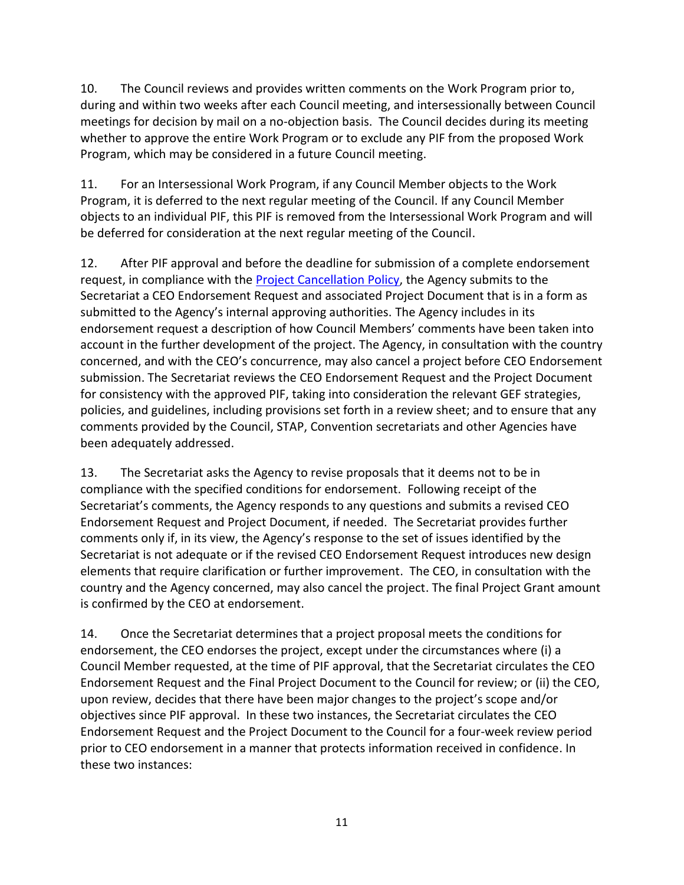10. The Council reviews and provides written comments on the Work Program prior to, during and within two weeks after each Council meeting, and intersessionally between Council meetings for decision by mail on a no-objection basis. The Council decides during its meeting whether to approve the entire Work Program or to exclude any PIF from the proposed Work Program, which may be considered in a future Council meeting.

11. For an Intersessional Work Program, if any Council Member objects to the Work Program, it is deferred to the next regular meeting of the Council. If any Council Member objects to an individual PIF, this PIF is removed from the Intersessional Work Program and will be deferred for consideration at the next regular meeting of the Council.

12. After PIF approval and before the deadline for submission of a complete endorsement request, in compliance with the Project Cancellation Policy, the Agency submits to the Secretariat a CEO Endorsement Request and associated Project Document that is in a form as submitted to the Agency's internal approving authorities. The Agency includes in its endorsement request a description of how Council Members' comments have been taken into account in the further development of the project. The Agency, in consultation with the country concerned, and with the CEO's concurrence, may also cancel a project before CEO Endorsement submission. The Secretariat reviews the CEO Endorsement Request and the Project Document for consistency with the approved PIF, taking into consideration the relevant GEF strategies, policies, and guidelines, including provisions set forth in a review sheet; and to ensure that any comments provided by the Council, STAP, Convention secretariats and other Agencies have been adequately addressed.

13. The Secretariat asks the Agency to revise proposals that it deems not to be in compliance with the specified conditions for endorsement. Following receipt of the Secretariat's comments, the Agency responds to any questions and submits a revised CEO Endorsement Request and Project Document, if needed. The Secretariat provides further comments only if, in its view, the Agency's response to the set of issues identified by the Secretariat is not adequate or if the revised CEO Endorsement Request introduces new design elements that require clarification or further improvement. The CEO, in consultation with the country and the Agency concerned, may also cancel the project. The final Project Grant amount is confirmed by the CEO at endorsement.

14. Once the Secretariat determines that a project proposal meets the conditions for endorsement, the CEO endorses the project, except under the circumstances where (i) a Council Member requested, at the time of PIF approval, that the Secretariat circulates the CEO Endorsement Request and the Final Project Document to the Council for review; or (ii) the CEO, upon review, decides that there have been major changes to the project's scope and/or objectives since PIF approval. In these two instances, the Secretariat circulates the CEO Endorsement Request and the Project Document to the Council for a four-week review period prior to CEO endorsement in a manner that protects information received in confidence. In these two instances: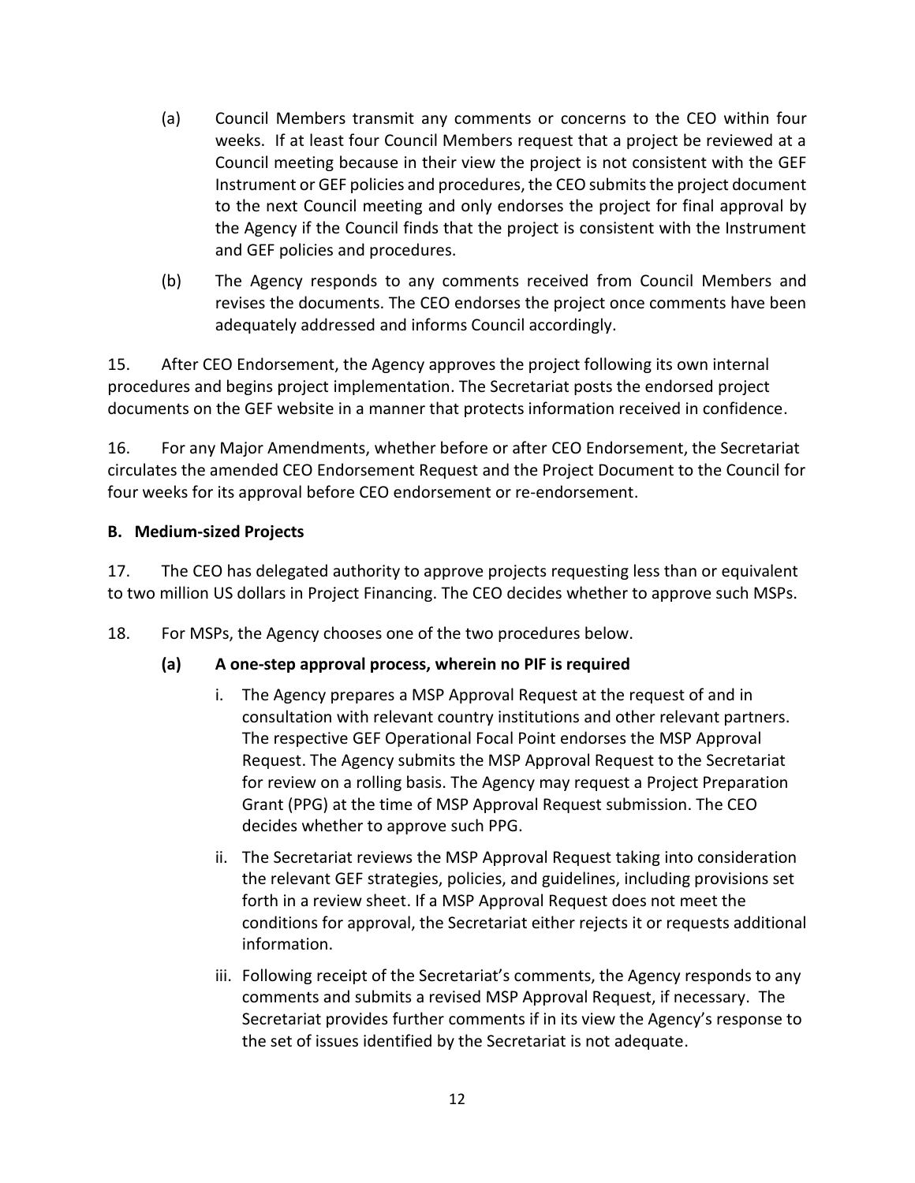(a) Council Members transmit any comments or concerns to the CEO within four weeks. If at least four Council Members request that a project be reviewed at a Council meeting because in their view the project is not consistent with the GEF Instrument or GEF policies and procedures, the CEO submits the project document to the next Council meeting and only endorses the project for final approval by the Agency if the Council finds that the project is consistent with the Instrument and GEF policies and procedures.

(b) The Agency responds to any comments received from Council Members and revises the documents. The CEO endorses the project once comments have been adequately addressed and informs Council accordingly.

15. After CEO Endorsement, the Agency approves the project following its own internal procedures and begins project implementation. The Secretariat posts the endorsed project documents on the GEF website in a manner that protects information received in confidence.

16. For any Major Amendments, whether before or after CEO Endorsement, the Secretariat circulates the amended CEO Endorsement Request and the Project Document to the Council for four weeks for its approval before CEO endorsement or re-endorsement.

**B. Medium-sized Projects**

17. The CEO has delegated authority to approve projects requesting less than or equivalent to two million US dollars in Project Financing. The CEO decides whether to approve such MSPs.

18. For MSPs, the Agency chooses one of the two procedures below.

**(a) A one-step approval process, wherein no PIF is required**

i. The Agency prepares a MSP Approval Request at the request of and in consultation with relevant country institutions and other relevant partners. The respective GEF Operational Focal Point endorses the MSP Approval Request. The Agency submits the MSP Approval Request to the Secretariat for review on a rolling basis. The Agency may request a Project Preparation Grant (PPG) at the time of MSP Approval Request submission. The CEO decides whether to approve such PPG.

ii. The Secretariat reviews the MSP Approval Request taking into consideration the relevant GEF strategies, policies, and guidelines, including provisions set forth in a review sheet. If a MSP Approval Request does not meet the conditions for approval, the Secretariat either rejects it or requests additional information.

iii. Following receipt of the Secretariat's comments, the Agency responds to any comments and submits a revised MSP Approval Request, if necessary. The Secretariat provides further comments if in its view the Agency's response to the set of issues identified by the Secretariat is not adequate.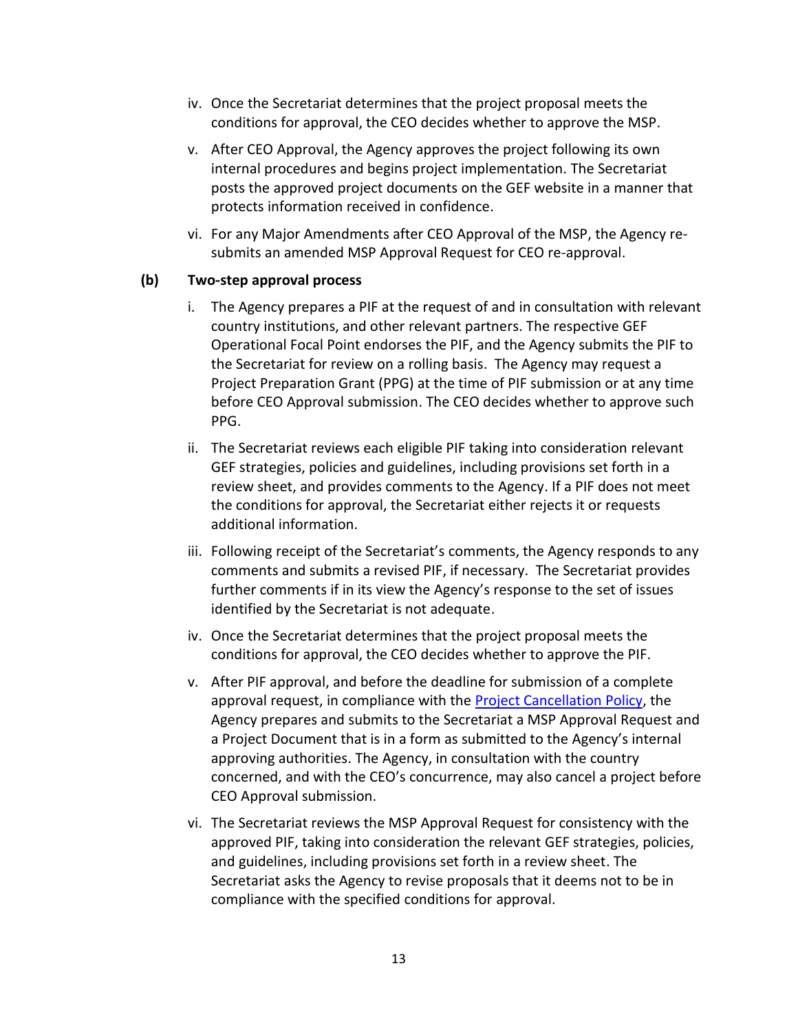iv. Once the Secretariat determines that the project proposal meets the conditions for approval, the CEO decides whether to approve the MSP.

v. After CEO Approval, the Agency approves the project following its own internal procedures and begins project implementation. The Secretariat posts the approved project documents on the GEF website in a manner that protects information received in confidence.

vi. For any Major Amendments after CEO Approval of the MSP, the Agency re-submits an amended MSP Approval Request for CEO re-approval.

**(b) Two-step approval process**

i. The Agency prepares a PIF at the request of and in consultation with relevant country institutions, and other relevant partners. The respective GEF Operational Focal Point endorses the PIF, and the Agency submits the PIF to the Secretariat for review on a rolling basis. The Agency may request a Project Preparation Grant (PPG) at the time of PIF submission or at any time before CEO Approval submission. The CEO decides whether to approve such PPG.

ii. The Secretariat reviews each eligible PIF taking into consideration relevant GEF strategies, policies and guidelines, including provisions set forth in a review sheet, and provides comments to the Agency. If a PIF does not meet the conditions for approval, the Secretariat either rejects it or requests additional information.

iii. Following receipt of the Secretariat's comments, the Agency responds to any comments and submits a revised PIF, if necessary. The Secretariat provides further comments if in its view the Agency's response to the set of issues identified by the Secretariat is not adequate.

iv. Once the Secretariat determines that the project proposal meets the conditions for approval, the CEO decides whether to approve the PIF.

v. After PIF approval, and before the deadline for submission of a complete approval request, in compliance with the [Project Cancellation Policy](), the Agency prepares and submits to the Secretariat a MSP Approval Request and a Project Document that is in a form as submitted to the Agency's internal approving authorities. The Agency, in consultation with the country concerned, and with the CEO's concurrence, may also cancel a project before CEO Approval submission.

vi. The Secretariat reviews the MSP Approval Request for consistency with the approved PIF, taking into consideration the relevant GEF strategies, policies, and guidelines, including provisions set forth in a review sheet. The Secretariat asks the Agency to revise proposals that it deems not to be in compliance with the specified conditions for approval.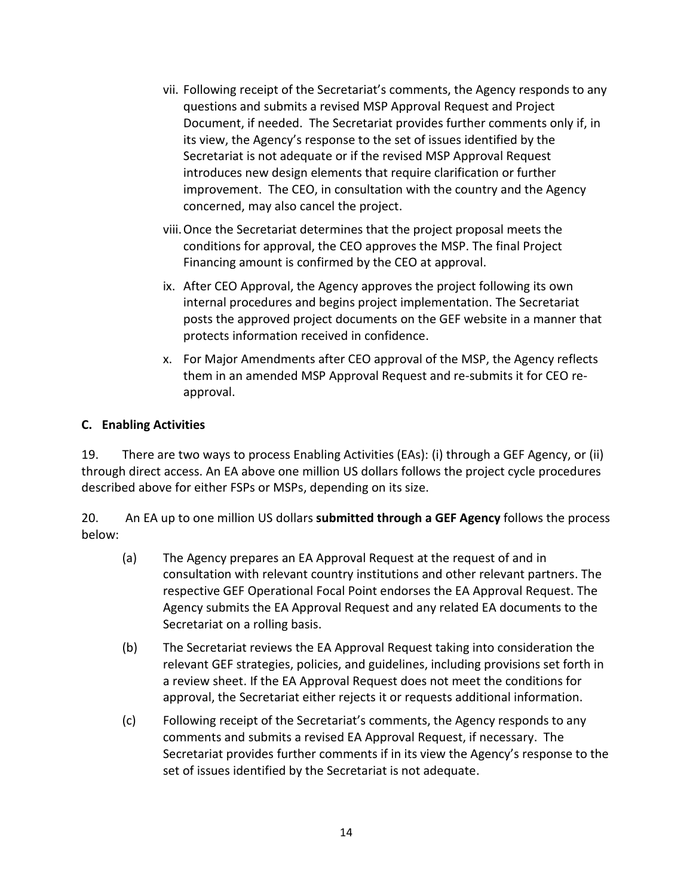vii. Following receipt of the Secretariat's comments, the Agency responds to any questions and submits a revised MSP Approval Request and Project Document, if needed. The Secretariat provides further comments only if, in its view, the Agency's response to the set of issues identified by the Secretariat is not adequate or if the revised MSP Approval Request introduces new design elements that require clarification or further improvement. The CEO, in consultation with the country and the Agency concerned, may also cancel the project.

viii. Once the Secretariat determines that the project proposal meets the conditions for approval, the CEO approves the MSP. The final Project Financing amount is confirmed by the CEO at approval.

ix. After CEO Approval, the Agency approves the project following its own internal procedures and begins project implementation. The Secretariat posts the approved project documents on the GEF website in a manner that protects information received in confidence.

x. For Major Amendments after CEO approval of the MSP, the Agency reflects them in an amended MSP Approval Request and re-submits it for CEO re-approval.

### C. Enabling Activities

19. There are two ways to process Enabling Activities (EAs): (i) through a GEF Agency, or (ii) through direct access. An EA above one million US dollars follows the project cycle procedures described above for either FSPs or MSPs, depending on its size.

20. An EA up to one million US dollars **submitted through a GEF Agency** follows the process below:

(a) The Agency prepares an EA Approval Request at the request of and in consultation with relevant country institutions and other relevant partners. The respective GEF Operational Focal Point endorses the EA Approval Request. The Agency submits the EA Approval Request and any related EA documents to the Secretariat on a rolling basis.

(b) The Secretariat reviews the EA Approval Request taking into consideration the relevant GEF strategies, policies, and guidelines, including provisions set forth in a review sheet. If the EA Approval Request does not meet the conditions for approval, the Secretariat either rejects it or requests additional information.

(c) Following receipt of the Secretariat's comments, the Agency responds to any comments and submits a revised EA Approval Request, if necessary. The Secretariat provides further comments if in its view the Agency's response to the set of issues identified by the Secretariat is not adequate.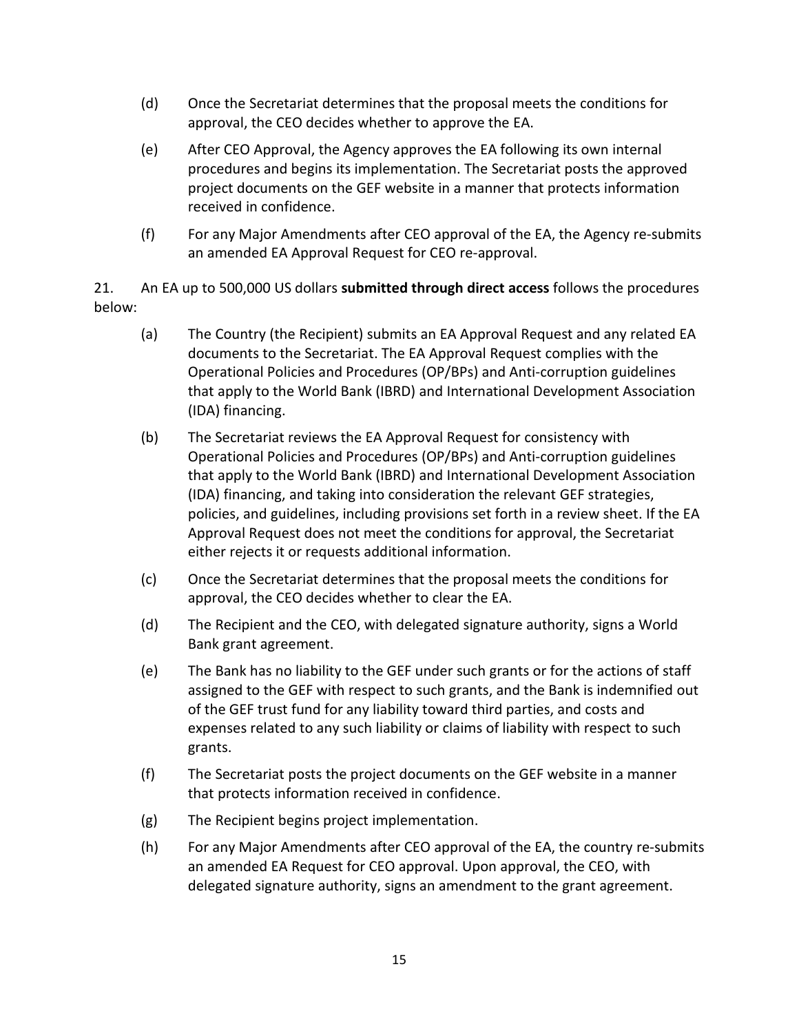(d) Once the Secretariat determines that the proposal meets the conditions for approval, the CEO decides whether to approve the EA.

(e) After CEO Approval, the Agency approves the EA following its own internal procedures and begins its implementation. The Secretariat posts the approved project documents on the GEF website in a manner that protects information received in confidence.

(f) For any Major Amendments after CEO approval of the EA, the Agency re-submits an amended EA Approval Request for CEO re-approval.

21. An EA up to 500,000 US dollars **submitted through direct access** follows the procedures below:

(a) The Country (the Recipient) submits an EA Approval Request and any related EA documents to the Secretariat. The EA Approval Request complies with the Operational Policies and Procedures (OP/BPs) and Anti-corruption guidelines that apply to the World Bank (IBRD) and International Development Association (IDA) financing.

(b) The Secretariat reviews the EA Approval Request for consistency with Operational Policies and Procedures (OP/BPs) and Anti-corruption guidelines that apply to the World Bank (IBRD) and International Development Association (IDA) financing, and taking into consideration the relevant GEF strategies, policies, and guidelines, including provisions set forth in a review sheet. If the EA Approval Request does not meet the conditions for approval, the Secretariat either rejects it or requests additional information.

(c) Once the Secretariat determines that the proposal meets the conditions for approval, the CEO decides whether to clear the EA.

(d) The Recipient and the CEO, with delegated signature authority, signs a World Bank grant agreement.

(e) The Bank has no liability to the GEF under such grants or for the actions of staff assigned to the GEF with respect to such grants, and the Bank is indemnified out of the GEF trust fund for any liability toward third parties, and costs and expenses related to any such liability or claims of liability with respect to such grants.

(f) The Secretariat posts the project documents on the GEF website in a manner that protects information received in confidence.

(g) The Recipient begins project implementation.

(h) For any Major Amendments after CEO approval of the EA, the country re-submits an amended EA Request for CEO approval. Upon approval, the CEO, with delegated signature authority, signs an amendment to the grant agreement.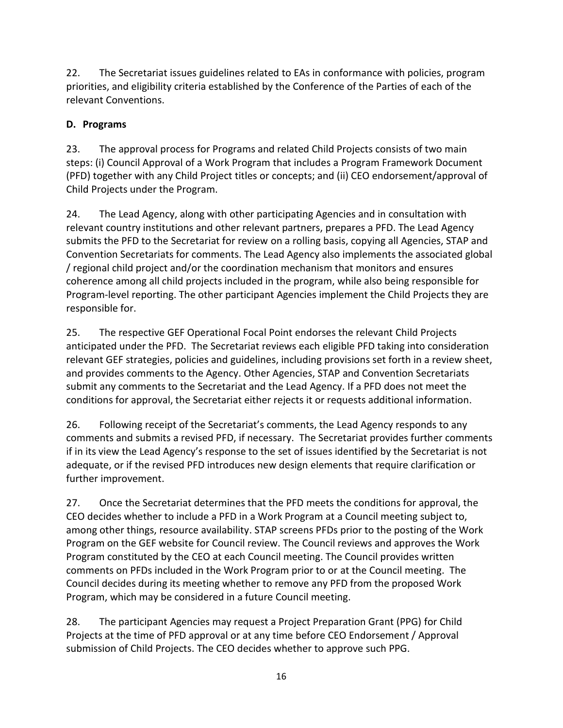22. The Secretariat issues guidelines related to EAs in conformance with policies, program priorities, and eligibility criteria established by the Conference of the Parties of each of the relevant Conventions.

### D. Programs

23. The approval process for Programs and related Child Projects consists of two main steps: (i) Council Approval of a Work Program that includes a Program Framework Document (PFD) together with any Child Project titles or concepts; and (ii) CEO endorsement/approval of Child Projects under the Program.

24. The Lead Agency, along with other participating Agencies and in consultation with relevant country institutions and other relevant partners, prepares a PFD. The Lead Agency submits the PFD to the Secretariat for review on a rolling basis, copying all Agencies, STAP and Convention Secretariats for comments. The Lead Agency also implements the associated global / regional child project and/or the coordination mechanism that monitors and ensures coherence among all child projects included in the program, while also being responsible for Program-level reporting. The other participant Agencies implement the Child Projects they are responsible for.

25. The respective GEF Operational Focal Point endorses the relevant Child Projects anticipated under the PFD. The Secretariat reviews each eligible PFD taking into consideration relevant GEF strategies, policies and guidelines, including provisions set forth in a review sheet, and provides comments to the Agency. Other Agencies, STAP and Convention Secretariats submit any comments to the Secretariat and the Lead Agency. If a PFD does not meet the conditions for approval, the Secretariat either rejects it or requests additional information.

26. Following receipt of the Secretariat's comments, the Lead Agency responds to any comments and submits a revised PFD, if necessary. The Secretariat provides further comments if in its view the Lead Agency's response to the set of issues identified by the Secretariat is not adequate, or if the revised PFD introduces new design elements that require clarification or further improvement.

27. Once the Secretariat determines that the PFD meets the conditions for approval, the CEO decides whether to include a PFD in a Work Program at a Council meeting subject to, among other things, resource availability. STAP screens PFDs prior to the posting of the Work Program on the GEF website for Council review. The Council reviews and approves the Work Program constituted by the CEO at each Council meeting. The Council provides written comments on PFDs included in the Work Program prior to or at the Council meeting. The Council decides during its meeting whether to remove any PFD from the proposed Work Program, which may be considered in a future Council meeting.

28. The participant Agencies may request a Project Preparation Grant (PPG) for Child Projects at the time of PFD approval or at any time before CEO Endorsement / Approval submission of Child Projects. The CEO decides whether to approve such PPG.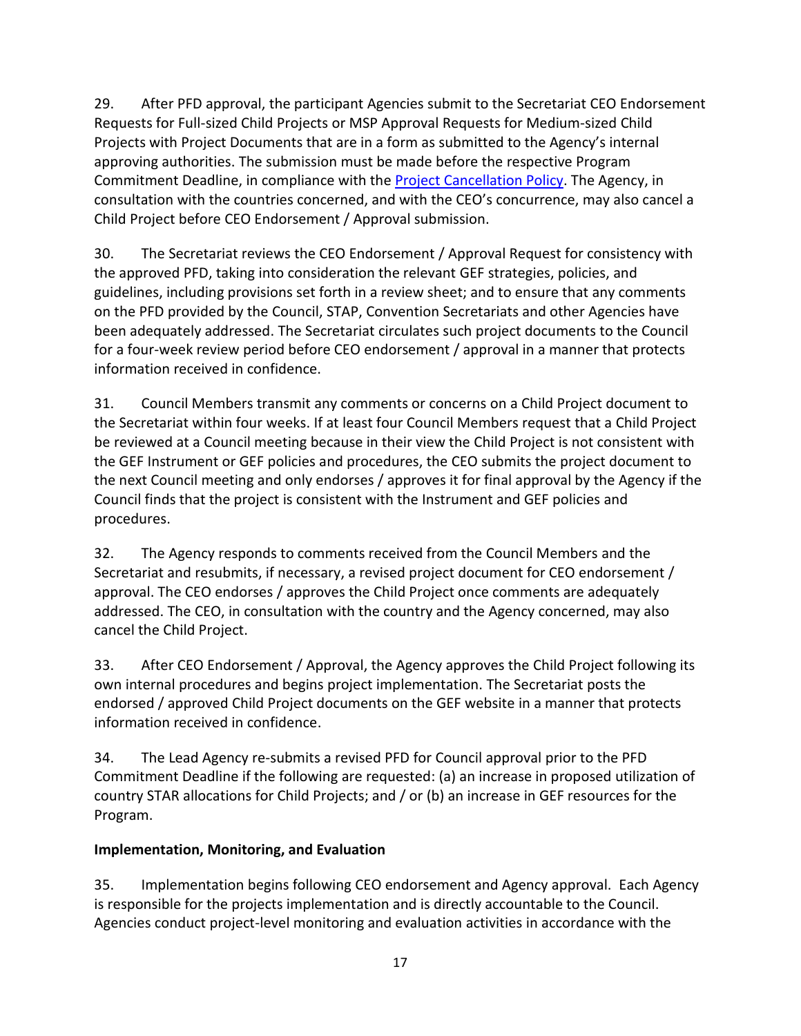29. After PFD approval, the participant Agencies submit to the Secretariat CEO Endorsement Requests for Full-sized Child Projects or MSP Approval Requests for Medium-sized Child Projects with Project Documents that are in a form as submitted to the Agency's internal approving authorities. The submission must be made before the respective Program Commitment Deadline, in compliance with the Project Cancellation Policy. The Agency, in consultation with the countries concerned, and with the CEO's concurrence, may also cancel a Child Project before CEO Endorsement / Approval submission.

30. The Secretariat reviews the CEO Endorsement / Approval Request for consistency with the approved PFD, taking into consideration the relevant GEF strategies, policies, and guidelines, including provisions set forth in a review sheet; and to ensure that any comments on the PFD provided by the Council, STAP, Convention Secretariats and other Agencies have been adequately addressed. The Secretariat circulates such project documents to the Council for a four-week review period before CEO endorsement / approval in a manner that protects information received in confidence.

31. Council Members transmit any comments or concerns on a Child Project document to the Secretariat within four weeks. If at least four Council Members request that a Child Project be reviewed at a Council meeting because in their view the Child Project is not consistent with the GEF Instrument or GEF policies and procedures, the CEO submits the project document to the next Council meeting and only endorses / approves it for final approval by the Agency if the Council finds that the project is consistent with the Instrument and GEF policies and procedures.

32. The Agency responds to comments received from the Council Members and the Secretariat and resubmits, if necessary, a revised project document for CEO endorsement / approval. The CEO endorses / approves the Child Project once comments are adequately addressed. The CEO, in consultation with the country and the Agency concerned, may also cancel the Child Project.

33. After CEO Endorsement / Approval, the Agency approves the Child Project following its own internal procedures and begins project implementation. The Secretariat posts the endorsed / approved Child Project documents on the GEF website in a manner that protects information received in confidence.

34. The Lead Agency re-submits a revised PFD for Council approval prior to the PFD Commitment Deadline if the following are requested: (a) an increase in proposed utilization of country STAR allocations for Child Projects; and / or (b) an increase in GEF resources for the Program.

**Implementation, Monitoring, and Evaluation**

35. Implementation begins following CEO endorsement and Agency approval. Each Agency is responsible for the projects implementation and is directly accountable to the Council. Agencies conduct project-level monitoring and evaluation activities in accordance with the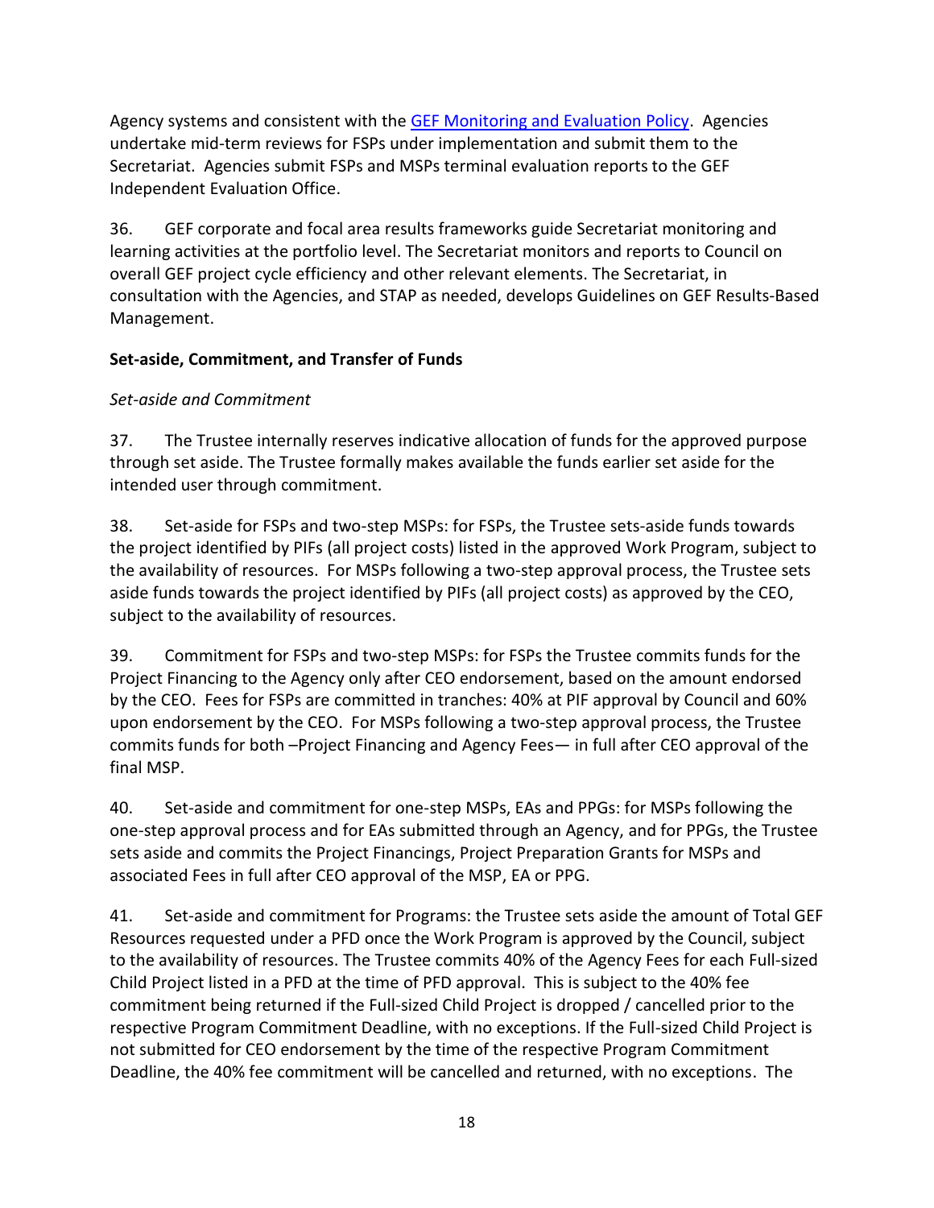Agency systems and consistent with the [GEF Monitoring and Evaluation Policy](). Agencies undertake mid-term reviews for FSPs under implementation and submit them to the Secretariat. Agencies submit FSPs and MSPs terminal evaluation reports to the GEF Independent Evaluation Office.

36. GEF corporate and focal area results frameworks guide Secretariat monitoring and learning activities at the portfolio level. The Secretariat monitors and reports to Council on overall GEF project cycle efficiency and other relevant elements. The Secretariat, in consultation with the Agencies, and STAP as needed, develops Guidelines on GEF Results-Based Management.

**Set-aside, Commitment, and Transfer of Funds**

*Set-aside and Commitment*

37. The Trustee internally reserves indicative allocation of funds for the approved purpose through set aside. The Trustee formally makes available the funds earlier set aside for the intended user through commitment.

38. Set-aside for FSPs and two-step MSPs: for FSPs, the Trustee sets-aside funds towards the project identified by PIFs (all project costs) listed in the approved Work Program, subject to the availability of resources. For MSPs following a two-step approval process, the Trustee sets aside funds towards the project identified by PIFs (all project costs) as approved by the CEO, subject to the availability of resources.

39. Commitment for FSPs and two-step MSPs: for FSPs the Trustee commits funds for the Project Financing to the Agency only after CEO endorsement, based on the amount endorsed by the CEO. Fees for FSPs are committed in tranches: 40% at PIF approval by Council and 60% upon endorsement by the CEO. For MSPs following a two-step approval process, the Trustee commits funds for both –Project Financing and Agency Fees— in full after CEO approval of the final MSP.

40. Set-aside and commitment for one-step MSPs, EAs and PPGs: for MSPs following the one-step approval process and for EAs submitted through an Agency, and for PPGs, the Trustee sets aside and commits the Project Financings, Project Preparation Grants for MSPs and associated Fees in full after CEO approval of the MSP, EA or PPG.

41. Set-aside and commitment for Programs: the Trustee sets aside the amount of Total GEF Resources requested under a PFD once the Work Program is approved by the Council, subject to the availability of resources. The Trustee commits 40% of the Agency Fees for each Full-sized Child Project listed in a PFD at the time of PFD approval. This is subject to the 40% fee commitment being returned if the Full-sized Child Project is dropped / cancelled prior to the respective Program Commitment Deadline, with no exceptions. If the Full-sized Child Project is not submitted for CEO endorsement by the time of the respective Program Commitment Deadline, the 40% fee commitment will be cancelled and returned, with no exceptions. The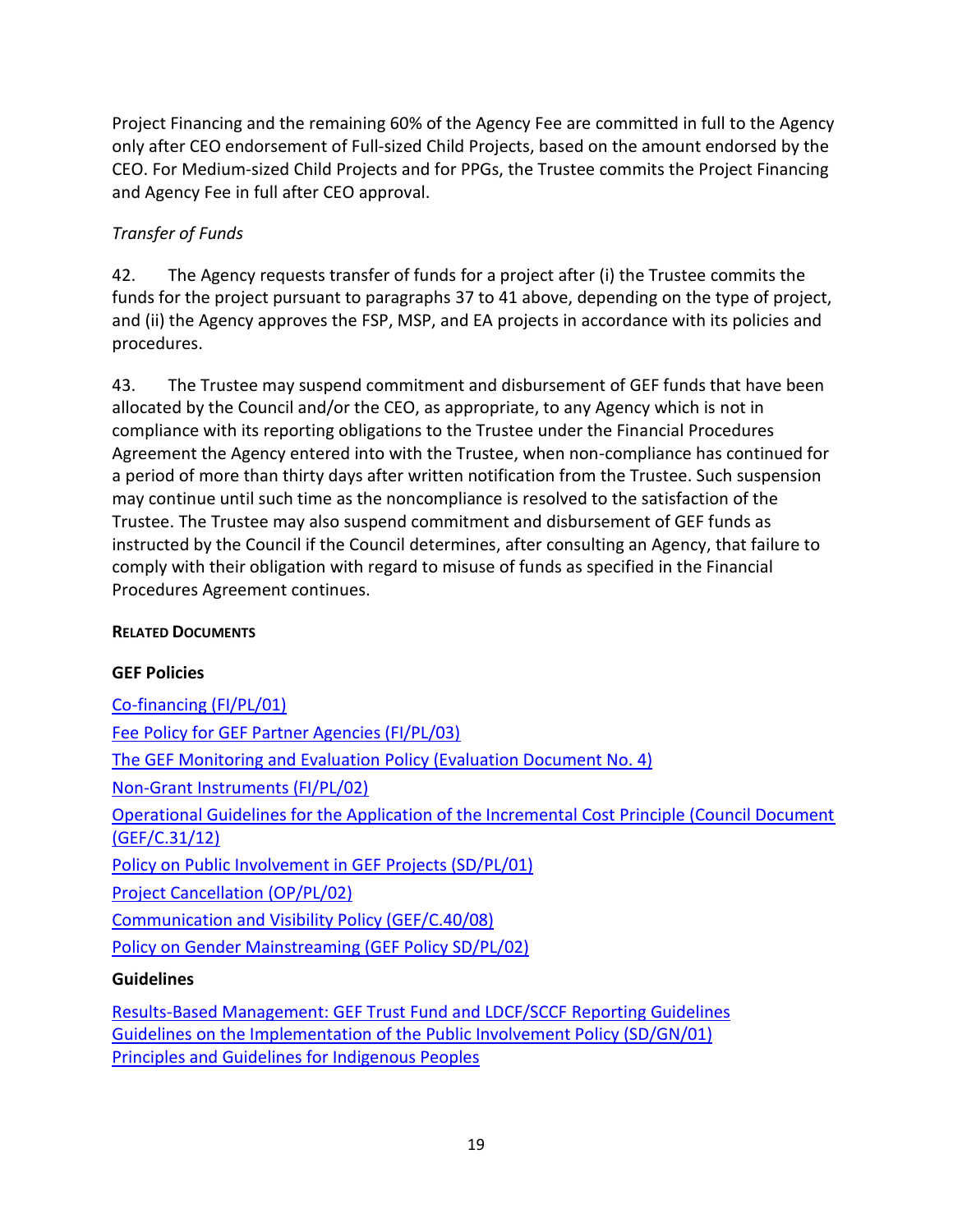Project Financing and the remaining 60% of the Agency Fee are committed in full to the Agency only after CEO endorsement of Full-sized Child Projects, based on the amount endorsed by the CEO. For Medium-sized Child Projects and for PPGs, the Trustee commits the Project Financing and Agency Fee in full after CEO approval.

*Transfer of Funds*

42. The Agency requests transfer of funds for a project after (i) the Trustee commits the funds for the project pursuant to paragraphs 37 to 41 above, depending on the type of project, and (ii) the Agency approves the FSP, MSP, and EA projects in accordance with its policies and procedures.

43. The Trustee may suspend commitment and disbursement of GEF funds that have been allocated by the Council and/or the CEO, as appropriate, to any Agency which is not in compliance with its reporting obligations to the Trustee under the Financial Procedures Agreement the Agency entered into with the Trustee, when non-compliance has continued for a period of more than thirty days after written notification from the Trustee. Such suspension may continue until such time as the noncompliance is resolved to the satisfaction of the Trustee. The Trustee may also suspend commitment and disbursement of GEF funds as instructed by the Council if the Council determines, after consulting an Agency, that failure to comply with their obligation with regard to misuse of funds as specified in the Financial Procedures Agreement continues.

## RELATED DOCUMENTS

### GEF Policies

Co-financing (FI/PL/01)

Fee Policy for GEF Partner Agencies (FI/PL/03)

The GEF Monitoring and Evaluation Policy (Evaluation Document No. 4)

Non-Grant Instruments (FI/PL/02)

Operational Guidelines for the Application of the Incremental Cost Principle (Council Document (GEF/C.31/12)

Policy on Public Involvement in GEF Projects (SD/PL/01)

Project Cancellation (OP/PL/02)

Communication and Visibility Policy (GEF/C.40/08)

Policy on Gender Mainstreaming (GEF Policy SD/PL/02)

### Guidelines

Results-Based Management: GEF Trust Fund and LDCF/SCCF Reporting Guidelines
Guidelines on the Implementation of the Public Involvement Policy (SD/GN/01)
Principles and Guidelines for Indigenous Peoples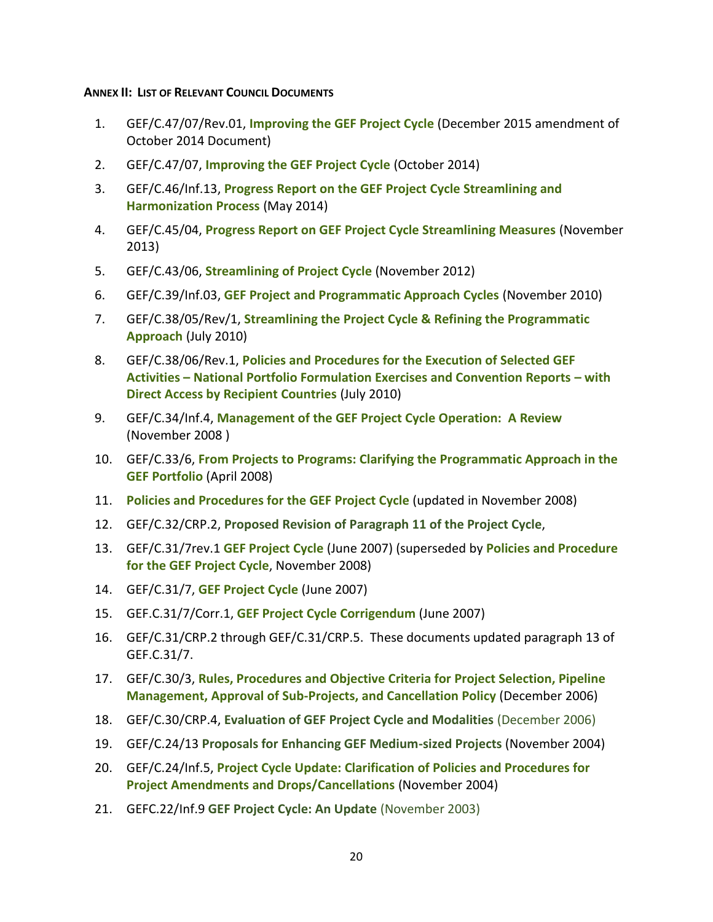#### ANNEX II: LIST OF RELEVANT COUNCIL DOCUMENTS

1. GEF/C.47/07/Rev.01, **Improving the GEF Project Cycle** (December 2015 amendment of October 2014 Document)
2. GEF/C.47/07, **Improving the GEF Project Cycle** (October 2014)
3. GEF/C.46/Inf.13, **Progress Report on the GEF Project Cycle Streamlining and Harmonization Process** (May 2014)
4. GEF/C.45/04, **Progress Report on GEF Project Cycle Streamlining Measures** (November 2013)
5. GEF/C.43/06, **Streamlining of Project Cycle** (November 2012)
6. GEF/C.39/Inf.03, **GEF Project and Programmatic Approach Cycles** (November 2010)
7. GEF/C.38/05/Rev/1, **Streamlining the Project Cycle & Refining the Programmatic Approach** (July 2010)
8. GEF/C.38/06/Rev.1, **Policies and Procedures for the Execution of Selected GEF Activities – National Portfolio Formulation Exercises and Convention Reports – with Direct Access by Recipient Countries** (July 2010)
9. GEF/C.34/Inf.4, **Management of the GEF Project Cycle Operation: A Review** (November 2008 )
10. GEF/C.33/6, **From Projects to Programs: Clarifying the Programmatic Approach in the GEF Portfolio** (April 2008)
11. **Policies and Procedures for the GEF Project Cycle** (updated in November 2008)
12. GEF/C.32/CRP.2, **Proposed Revision of Paragraph 11 of the Project Cycle**,
13. GEF/C.31/7rev.1 **GEF Project Cycle** (June 2007) (superseded by **Policies and Procedure for the GEF Project Cycle**, November 2008)
14. GEF/C.31/7, **GEF Project Cycle** (June 2007)
15. GEF.C.31/7/Corr.1, **GEF Project Cycle Corrigendum** (June 2007)
16. GEF/C.31/CRP.2 through GEF/C.31/CRP.5. These documents updated paragraph 13 of GEF.C.31/7.
17. GEF/C.30/3, **Rules, Procedures and Objective Criteria for Project Selection, Pipeline Management, Approval of Sub-Projects, and Cancellation Policy** (December 2006)
18. GEF/C.30/CRP.4, **Evaluation of GEF Project Cycle and Modalities** (December 2006)
19. GEF/C.24/13 **Proposals for Enhancing GEF Medium-sized Projects** (November 2004)
20. GEF/C.24/Inf.5, **Project Cycle Update: Clarification of Policies and Procedures for Project Amendments and Drops/Cancellations** (November 2004)
21. GEFC.22/Inf.9 **GEF Project Cycle: An Update** (November 2003)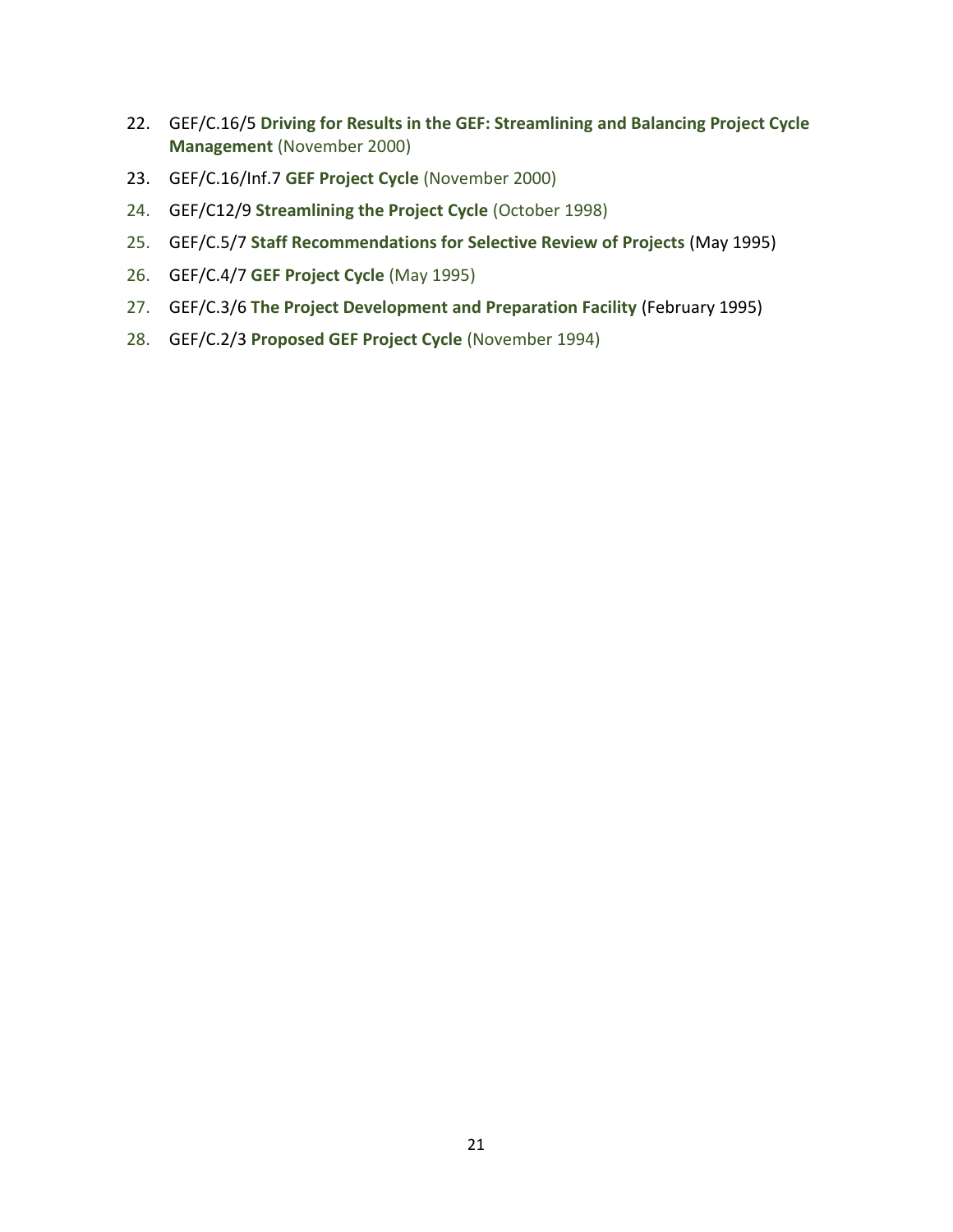22. GEF/C.16/5 **Driving for Results in the GEF: Streamlining and Balancing Project Cycle Management** (November 2000)
23. GEF/C.16/Inf.7 **GEF Project Cycle** (November 2000)
24. GEF/C12/9 **Streamlining the Project Cycle** (October 1998)
25. GEF/C.5/7 **Staff Recommendations for Selective Review of Projects** (May 1995)
26. GEF/C.4/7 **GEF Project Cycle** (May 1995)
27. GEF/C.3/6 **The Project Development and Preparation Facility** (February 1995)
28. GEF/C.2/3 **Proposed GEF Project Cycle** (November 1994)